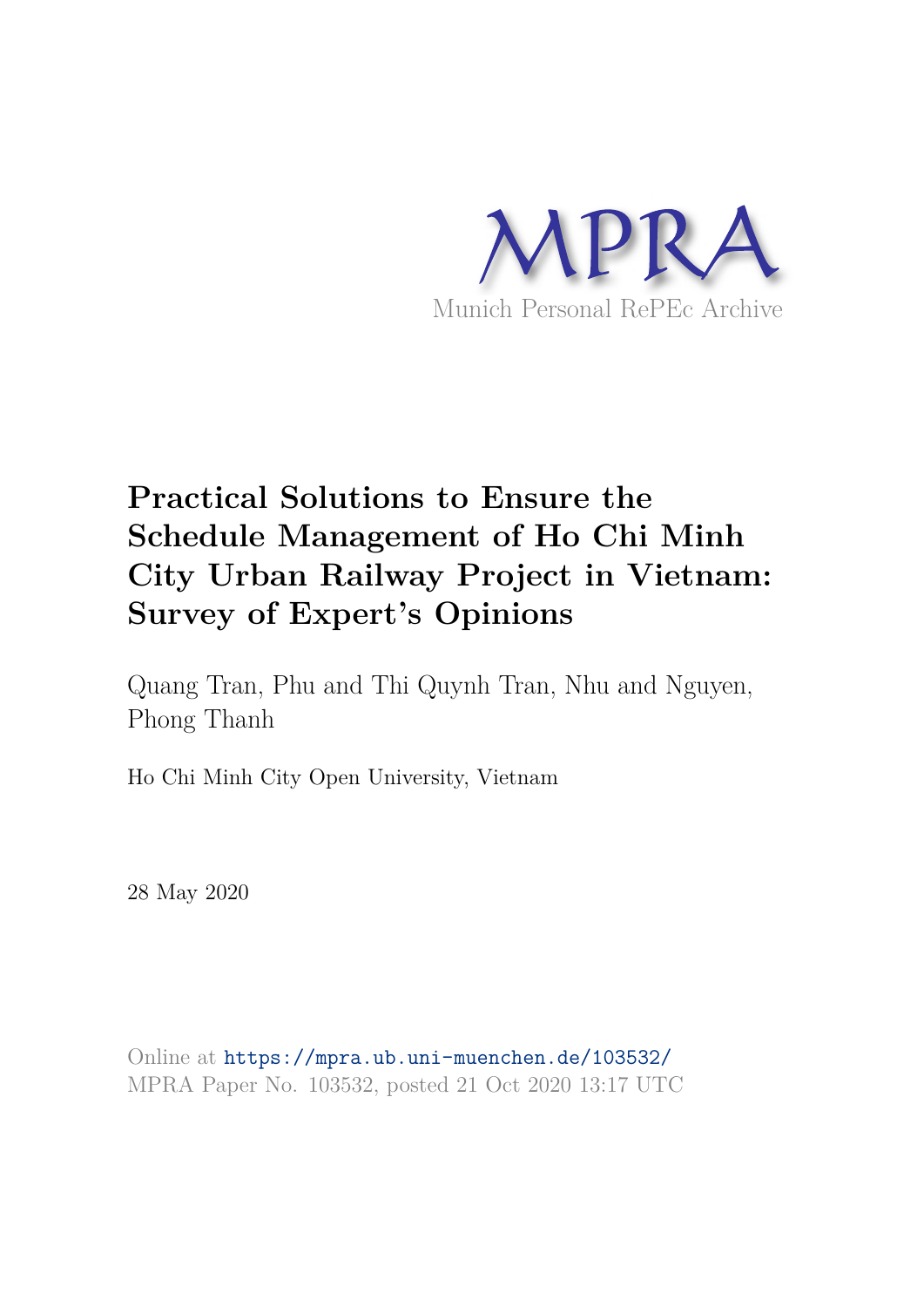MPRA

Munich Personal RePEc Archive

# Practical Solutions to Ensure the Schedule Management of Ho Chi Minh City Urban Railway Project in Vietnam: Survey of Expert's Opinions

Quang Tran, Phu and Thi Quynh Tran, Nhu and Nguyen, Phong Thanh

Ho Chi Minh City Open University, Vietnam

28 May 2020

Online at https://mpra.ub.uni-muenchen.de/103532/
MPRA Paper No. 103532, posted 21 Oct 2020 13:17 UTC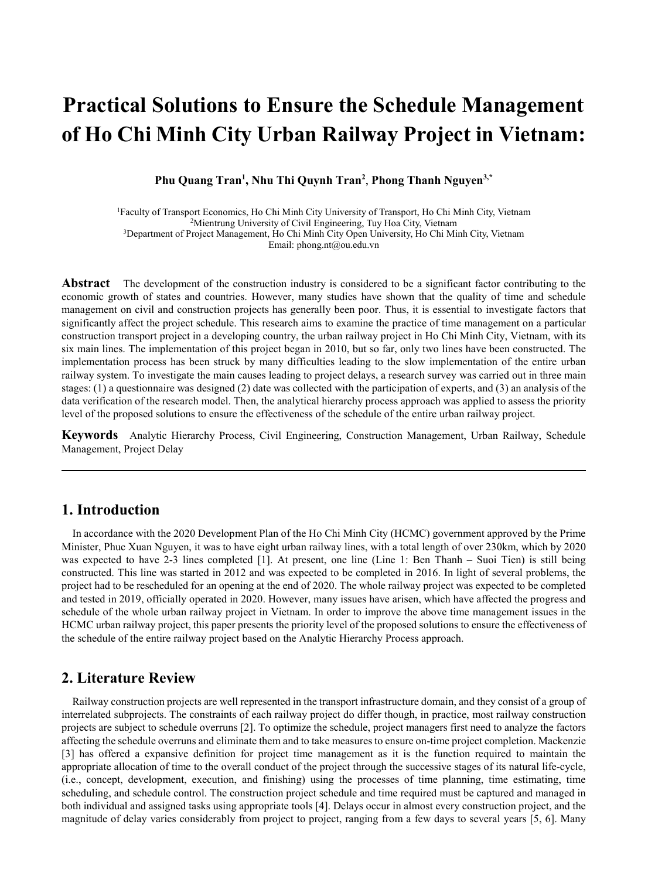# Practical Solutions to Ensure the Schedule Management of Ho Chi Minh City Urban Railway Project in Vietnam:

**Phu Quang Tran[1], Nhu Thi Quynh Tran[2], Phong Thanh Nguyen[3,*]**

[1]Faculty of Transport Economics, Ho Chi Minh City University of Transport, Ho Chi Minh City, Vietnam
[2]Mientrung University of Civil Engineering, Tuy Hoa City, Vietnam
[3]Department of Project Management, Ho Chi Minh City Open University, Ho Chi Minh City, Vietnam
Email: phong.nt@ou.edu.vn

**Abstract** The development of the construction industry is considered to be a significant factor contributing to the economic growth of states and countries. However, many studies have shown that the quality of time and schedule management on civil and construction projects has generally been poor. Thus, it is essential to investigate factors that significantly affect the project schedule. This research aims to examine the practice of time management on a particular construction transport project in a developing country, the urban railway project in Ho Chi Minh City, Vietnam, with its six main lines. The implementation of this project began in 2010, but so far, only two lines have been constructed. The implementation process has been struck by many difficulties leading to the slow implementation of the entire urban railway system. To investigate the main causes leading to project delays, a research survey was carried out in three main stages: (1) a questionnaire was designed (2) date was collected with the participation of experts, and (3) an analysis of the data verification of the research model. Then, the analytical hierarchy process approach was applied to assess the priority level of the proposed solutions to ensure the effectiveness of the schedule of the entire urban railway project.

**Keywords** Analytic Hierarchy Process, Civil Engineering, Construction Management, Urban Railway, Schedule Management, Project Delay

## 1. Introduction

In accordance with the 2020 Development Plan of the Ho Chi Minh City (HCMC) government approved by the Prime Minister, Phuc Xuan Nguyen, it was to have eight urban railway lines, with a total length of over 230km, which by 2020 was expected to have 2-3 lines completed [1]. At present, one line (Line 1: Ben Thanh – Suoi Tien) is still being constructed. This line was started in 2012 and was expected to be completed in 2016. In light of several problems, the project had to be rescheduled for an opening at the end of 2020. The whole railway project was expected to be completed and tested in 2019, officially operated in 2020. However, many issues have arisen, which have affected the progress and schedule of the whole urban railway project in Vietnam. In order to improve the above time management issues in the HCMC urban railway project, this paper presents the priority level of the proposed solutions to ensure the effectiveness of the schedule of the entire railway project based on the Analytic Hierarchy Process approach.

## 2. Literature Review

Railway construction projects are well represented in the transport infrastructure domain, and they consist of a group of interrelated subprojects. The constraints of each railway project do differ though, in practice, most railway construction projects are subject to schedule overruns [2]. To optimize the schedule, project managers first need to analyze the factors affecting the schedule overruns and eliminate them and to take measures to ensure on-time project completion. Mackenzie [3] has offered a expansive definition for project time management as it is the function required to maintain the appropriate allocation of time to the overall conduct of the project through the successive stages of its natural life-cycle, (i.e., concept, development, execution, and finishing) using the processes of time planning, time estimating, time scheduling, and schedule control. The construction project schedule and time required must be captured and managed in both individual and assigned tasks using appropriate tools [4]. Delays occur in almost every construction project, and the magnitude of delay varies considerably from project to project, ranging from a few days to several years [5, 6]. Many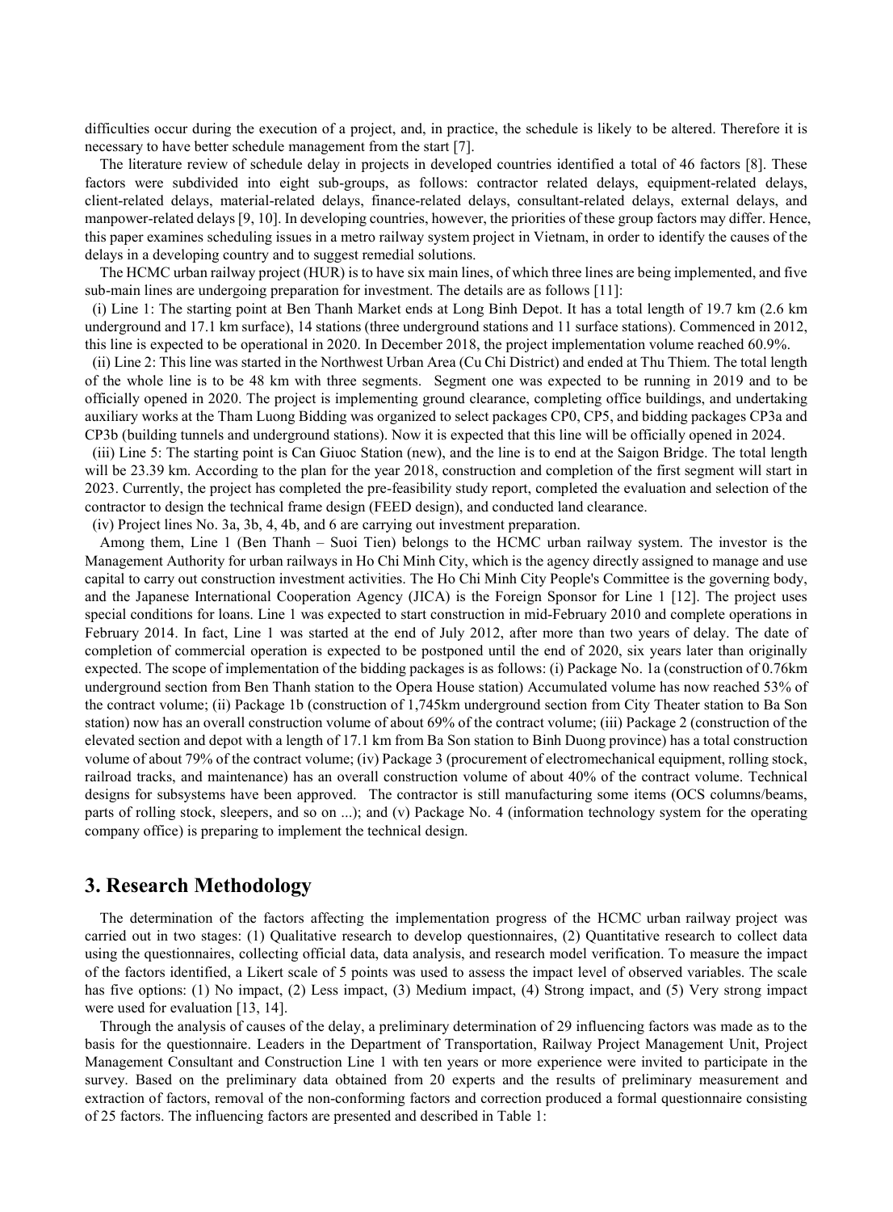difficulties occur during the execution of a project, and, in practice, the schedule is likely to be altered. Therefore it is necessary to have better schedule management from the start [7].

The literature review of schedule delay in projects in developed countries identified a total of 46 factors [8]. These factors were subdivided into eight sub-groups, as follows: contractor related delays, equipment-related delays, client-related delays, material-related delays, finance-related delays, consultant-related delays, external delays, and manpower-related delays [9, 10]. In developing countries, however, the priorities of these group factors may differ. Hence, this paper examines scheduling issues in a metro railway system project in Vietnam, in order to identify the causes of the delays in a developing country and to suggest remedial solutions.

The HCMC urban railway project (HUR) is to have six main lines, of which three lines are being implemented, and five sub-main lines are undergoing preparation for investment. The details are as follows [11]:

(i) Line 1: The starting point at Ben Thanh Market ends at Long Binh Depot. It has a total length of 19.7 km (2.6 km underground and 17.1 km surface), 14 stations (three underground stations and 11 surface stations). Commenced in 2012, this line is expected to be operational in 2020. In December 2018, the project implementation volume reached 60.9%.

(ii) Line 2: This line was started in the Northwest Urban Area (Cu Chi District) and ended at Thu Thiem. The total length of the whole line is to be 48 km with three segments. Segment one was expected to be running in 2019 and to be officially opened in 2020. The project is implementing ground clearance, completing office buildings, and undertaking auxiliary works at the Tham Luong Bidding was organized to select packages CP0, CP5, and bidding packages CP3a and CP3b (building tunnels and underground stations). Now it is expected that this line will be officially opened in 2024.

(iii) Line 5: The starting point is Can Giuoc Station (new), and the line is to end at the Saigon Bridge. The total length will be 23.39 km. According to the plan for the year 2018, construction and completion of the first segment will start in 2023. Currently, the project has completed the pre-feasibility study report, completed the evaluation and selection of the contractor to design the technical frame design (FEED design), and conducted land clearance.

(iv) Project lines No. 3a, 3b, 4, 4b, and 6 are carrying out investment preparation.

Among them, Line 1 (Ben Thanh – Suoi Tien) belongs to the HCMC urban railway system. The investor is the Management Authority for urban railways in Ho Chi Minh City, which is the agency directly assigned to manage and use capital to carry out construction investment activities. The Ho Chi Minh City People's Committee is the governing body, and the Japanese International Cooperation Agency (JICA) is the Foreign Sponsor for Line 1 [12]. The project uses special conditions for loans. Line 1 was expected to start construction in mid-February 2010 and complete operations in February 2014. In fact, Line 1 was started at the end of July 2012, after more than two years of delay. The date of completion of commercial operation is expected to be postponed until the end of 2020, six years later than originally expected. The scope of implementation of the bidding packages is as follows: (i) Package No. 1a (construction of 0.76km underground section from Ben Thanh station to the Opera House station) Accumulated volume has now reached 53% of the contract volume; (ii) Package 1b (construction of 1,745km underground section from City Theater station to Ba Son station) now has an overall construction volume of about 69% of the contract volume; (iii) Package 2 (construction of the elevated section and depot with a length of 17.1 km from Ba Son station to Binh Duong province) has a total construction volume of about 79% of the contract volume; (iv) Package 3 (procurement of electromechanical equipment, rolling stock, railroad tracks, and maintenance) has an overall construction volume of about 40% of the contract volume. Technical designs for subsystems have been approved. The contractor is still manufacturing some items (OCS columns/beams, parts of rolling stock, sleepers, and so on ...); and (v) Package No. 4 (information technology system for the operating company office) is preparing to implement the technical design.

## 3. Research Methodology

The determination of the factors affecting the implementation progress of the HCMC urban railway project was carried out in two stages: (1) Qualitative research to develop questionnaires, (2) Quantitative research to collect data using the questionnaires, collecting official data, data analysis, and research model verification. To measure the impact of the factors identified, a Likert scale of 5 points was used to assess the impact level of observed variables. The scale has five options: (1) No impact, (2) Less impact, (3) Medium impact, (4) Strong impact, and (5) Very strong impact were used for evaluation [13, 14].

Through the analysis of causes of the delay, a preliminary determination of 29 influencing factors was made as to the basis for the questionnaire. Leaders in the Department of Transportation, Railway Project Management Unit, Project Management Consultant and Construction Line 1 with ten years or more experience were invited to participate in the survey. Based on the preliminary data obtained from 20 experts and the results of preliminary measurement and extraction of factors, removal of the non-conforming factors and correction produced a formal questionnaire consisting of 25 factors. The influencing factors are presented and described in Table 1: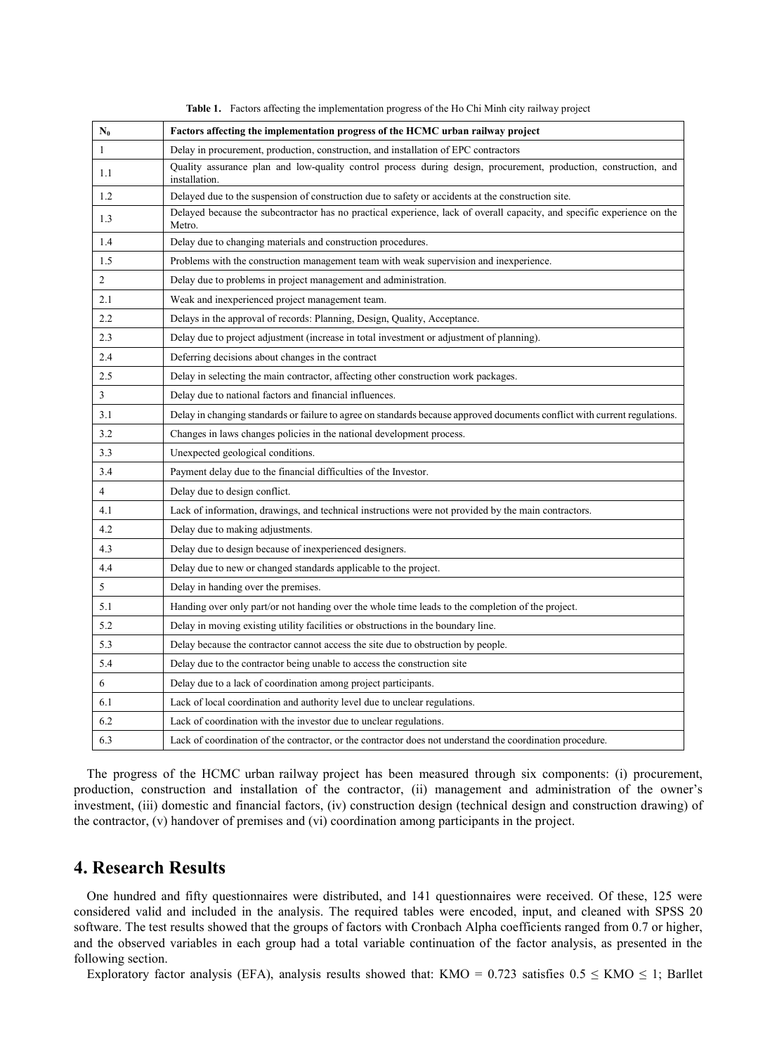**Table 1.** Factors affecting the implementation progress of the Ho Chi Minh city railway project

| $N_0$ | Factors affecting the implementation progress of the HCMC urban railway project |
|---|---|
| 1 | Delay in procurement, production, construction, and installation of EPC contractors |
| 1.1 | Quality assurance plan and low-quality control process during design, procurement, production, construction, and installation. |
| 1.2 | Delayed due to the suspension of construction due to safety or accidents at the construction site. |
| 1.3 | Delayed because the subcontractor has no practical experience, lack of overall capacity, and specific experience on the Metro. |
| 1.4 | Delay due to changing materials and construction procedures. |
| 1.5 | Problems with the construction management team with weak supervision and inexperience. |
| 2 | Delay due to problems in project management and administration. |
| 2.1 | Weak and inexperienced project management team. |
| 2.2 | Delays in the approval of records: Planning, Design, Quality, Acceptance. |
| 2.3 | Delay due to project adjustment (increase in total investment or adjustment of planning). |
| 2.4 | Deferring decisions about changes in the contract |
| 2.5 | Delay in selecting the main contractor, affecting other construction work packages. |
| 3 | Delay due to national factors and financial influences. |
| 3.1 | Delay in changing standards or failure to agree on standards because approved documents conflict with current regulations. |
| 3.2 | Changes in laws changes policies in the national development process. |
| 3.3 | Unexpected geological conditions. |
| 3.4 | Payment delay due to the financial difficulties of the Investor. |
| 4 | Delay due to design conflict. |
| 4.1 | Lack of information, drawings, and technical instructions were not provided by the main contractors. |
| 4.2 | Delay due to making adjustments. |
| 4.3 | Delay due to design because of inexperienced designers. |
| 4.4 | Delay due to new or changed standards applicable to the project. |
| 5 | Delay in handing over the premises. |
| 5.1 | Handing over only part/or not handing over the whole time leads to the completion of the project. |
| 5.2 | Delay in moving existing utility facilities or obstructions in the boundary line. |
| 5.3 | Delay because the contractor cannot access the site due to obstruction by people. |
| 5.4 | Delay due to the contractor being unable to access the construction site |
| 6 | Delay due to a lack of coordination among project participants. |
| 6.1 | Lack of local coordination and authority level due to unclear regulations. |
| 6.2 | Lack of coordination with the investor due to unclear regulations. |
| 6.3 | Lack of coordination of the contractor, or the contractor does not understand the coordination procedure. |

The progress of the HCMC urban railway project has been measured through six components: (i) procurement, production, construction and installation of the contractor, (ii) management and administration of the owner's investment, (iii) domestic and financial factors, (iv) construction design (technical design and construction drawing) of the contractor, (v) handover of premises and (vi) coordination among participants in the project.

# 4. Research Results

One hundred and fifty questionnaires were distributed, and 141 questionnaires were received. Of these, 125 were considered valid and included in the analysis. The required tables were encoded, input, and cleaned with SPSS 20 software. The test results showed that the groups of factors with Cronbach Alpha coefficients ranged from 0.7 or higher, and the observed variables in each group had a total variable continuation of the factor analysis, as presented in the following section.

Exploratory factor analysis (EFA), analysis results showed that: KMO = 0.723 satisfies $0.5 \leq KMO \leq 1$; Barllet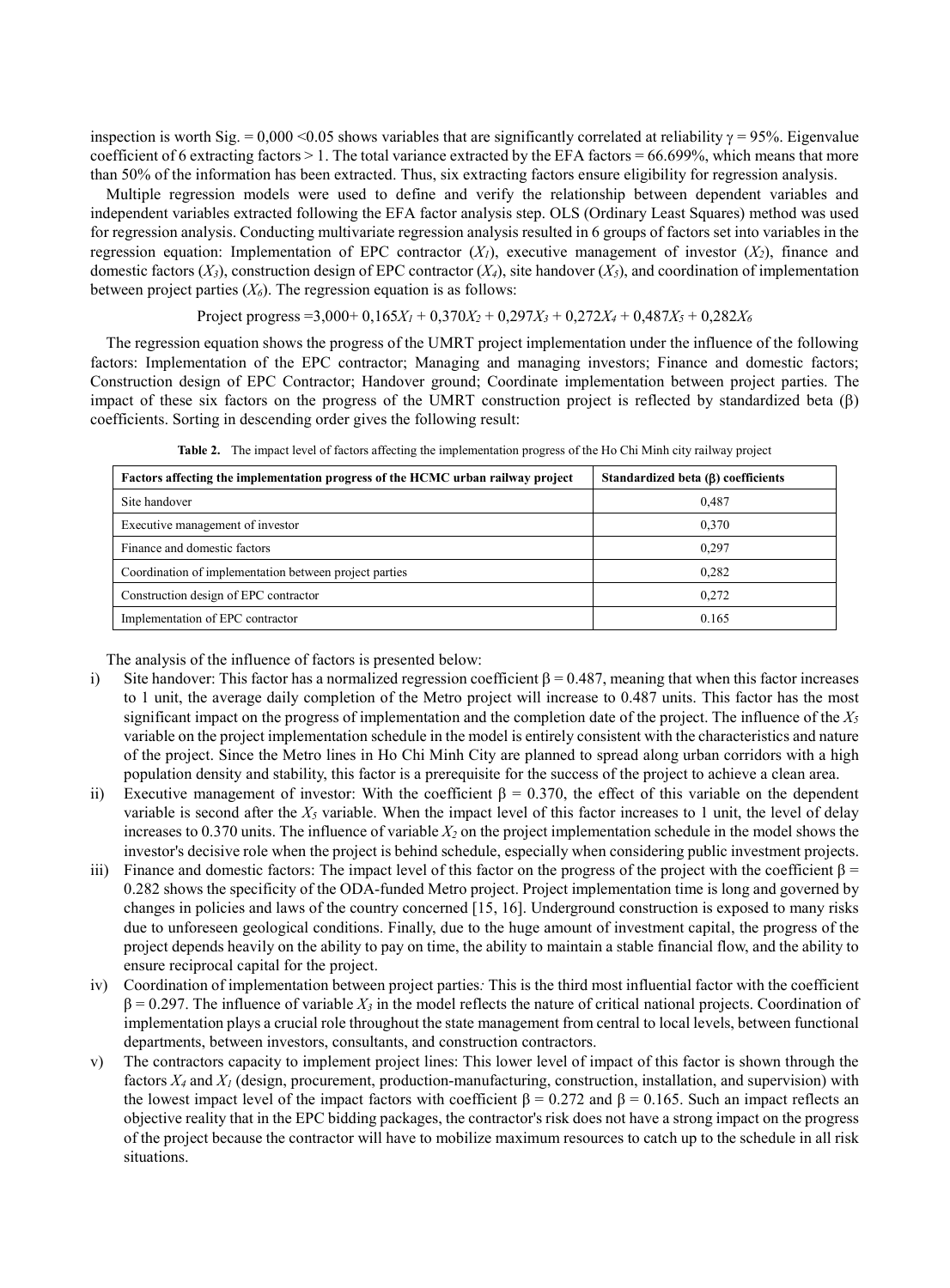inspection is worth Sig. = 0,000 <0.05 shows variables that are significantly correlated at reliability $\gamma = 95\%$. Eigenvalue coefficient of 6 extracting factors > 1. The total variance extracted by the EFA factors = 66.699%, which means that more than 50% of the information has been extracted. Thus, six extracting factors ensure eligibility for regression analysis.

Multiple regression models were used to define and verify the relationship between dependent variables and independent variables extracted following the EFA factor analysis step. OLS (Ordinary Least Squares) method was used for regression analysis. Conducting multivariate regression analysis resulted in 6 groups of factors set into variables in the regression equation: Implementation of EPC contractor ($X_1$), executive management of investor ($X_2$), finance and domestic factors ($X_3$), construction design of EPC contractor ($X_4$), site handover ($X_5$), and coordination of implementation between project parties ($X_6$). The regression equation is as follows:

$$\text{Project progress} = 3{,}000 + 0{,}165X_1 + 0{,}370X_2 + 0{,}297X_3 + 0{,}272X_4 + 0{,}487X_5 + 0{,}282X_6$$

The regression equation shows the progress of the UMRT project implementation under the influence of the following factors: Implementation of the EPC contractor; Managing and managing investors; Finance and domestic factors; Construction design of EPC Contractor; Handover ground; Coordinate implementation between project parties. The impact of these six factors on the progress of the UMRT construction project is reflected by standardized beta (β) coefficients. Sorting in descending order gives the following result:

**Table 2.** The impact level of factors affecting the implementation progress of the Ho Chi Minh city railway project

| Factors affecting the implementation progress of the HCMC urban railway project | Standardized beta (β) coefficients |
|---|---|
| Site handover | 0,487 |
| Executive management of investor | 0,370 |
| Finance and domestic factors | 0,297 |
| Coordination of implementation between project parties | 0,282 |
| Construction design of EPC contractor | 0,272 |
| Implementation of EPC contractor | 0.165 |

The analysis of the influence of factors is presented below:

i) Site handover: This factor has a normalized regression coefficient $\beta = 0.487$, meaning that when this factor increases to 1 unit, the average daily completion of the Metro project will increase to 0.487 units. This factor has the most significant impact on the progress of implementation and the completion date of the project. The influence of the $X_5$ variable on the project implementation schedule in the model is entirely consistent with the characteristics and nature of the project. Since the Metro lines in Ho Chi Minh City are planned to spread along urban corridors with a high population density and stability, this factor is a prerequisite for the success of the project to achieve a clean area.

ii) Executive management of investor: With the coefficient $\beta = 0.370$, the effect of this variable on the dependent variable is second after the $X_5$ variable. When the impact level of this factor increases to 1 unit, the level of delay increases to 0.370 units. The influence of variable $X_2$ on the project implementation schedule in the model shows the investor's decisive role when the project is behind schedule, especially when considering public investment projects.

iii) Finance and domestic factors: The impact level of this factor on the progress of the project with the coefficient $\beta = 0.282$ shows the specificity of the ODA-funded Metro project. Project implementation time is long and governed by changes in policies and laws of the country concerned [15, 16]. Underground construction is exposed to many risks due to unforeseen geological conditions. Finally, due to the huge amount of investment capital, the progress of the project depends heavily on the ability to pay on time, the ability to maintain a stable financial flow, and the ability to ensure reciprocal capital for the project.

iv) Coordination of implementation between project parties*:* This is the third most influential factor with the coefficient $\beta = 0.297$. The influence of variable $X_3$ in the model reflects the nature of critical national projects. Coordination of implementation plays a crucial role throughout the state management from central to local levels, between functional departments, between investors, consultants, and construction contractors.

v) The contractors capacity to implement project lines: This lower level of impact of this factor is shown through the factors $X_4$ and $X_1$ (design, procurement, production-manufacturing, construction, installation, and supervision) with the lowest impact level of the impact factors with coefficient $\beta = 0.272$ and $\beta = 0.165$. Such an impact reflects an objective reality that in the EPC bidding packages, the contractor's risk does not have a strong impact on the progress of the project because the contractor will have to mobilize maximum resources to catch up to the schedule in all risk situations.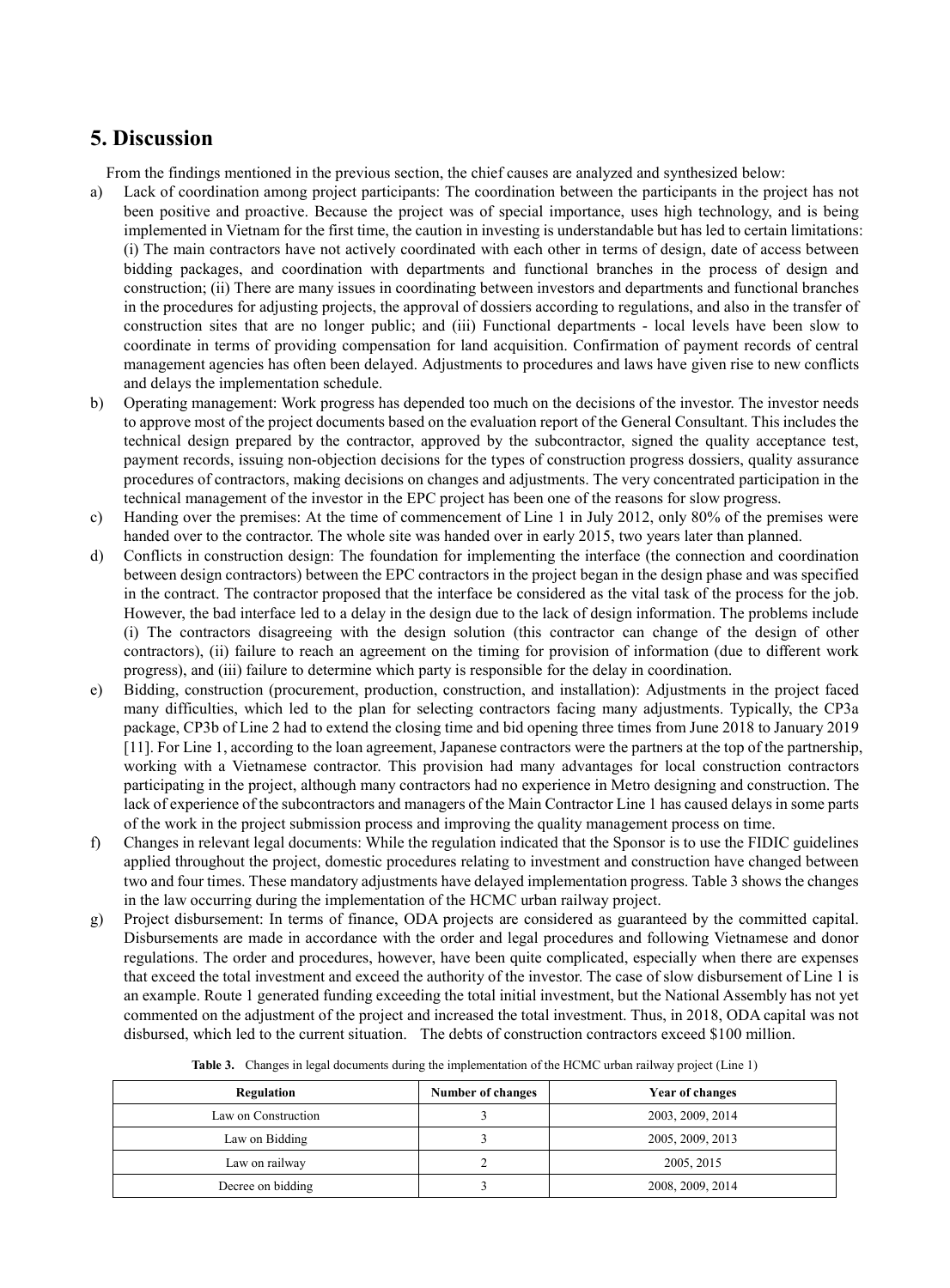## 5. Discussion

From the findings mentioned in the previous section, the chief causes are analyzed and synthesized below:

a) Lack of coordination among project participants: The coordination between the participants in the project has not been positive and proactive. Because the project was of special importance, uses high technology, and is being implemented in Vietnam for the first time, the caution in investing is understandable but has led to certain limitations: (i) The main contractors have not actively coordinated with each other in terms of design, date of access between bidding packages, and coordination with departments and functional branches in the process of design and construction; (ii) There are many issues in coordinating between investors and departments and functional branches in the procedures for adjusting projects, the approval of dossiers according to regulations, and also in the transfer of construction sites that are no longer public; and (iii) Functional departments - local levels have been slow to coordinate in terms of providing compensation for land acquisition. Confirmation of payment records of central management agencies has often been delayed. Adjustments to procedures and laws have given rise to new conflicts and delays the implementation schedule.

b) Operating management: Work progress has depended too much on the decisions of the investor. The investor needs to approve most of the project documents based on the evaluation report of the General Consultant. This includes the technical design prepared by the contractor, approved by the subcontractor, signed the quality acceptance test, payment records, issuing non-objection decisions for the types of construction progress dossiers, quality assurance procedures of contractors, making decisions on changes and adjustments. The very concentrated participation in the technical management of the investor in the EPC project has been one of the reasons for slow progress.

c) Handing over the premises: At the time of commencement of Line 1 in July 2012, only 80% of the premises were handed over to the contractor. The whole site was handed over in early 2015, two years later than planned.

d) Conflicts in construction design: The foundation for implementing the interface (the connection and coordination between design contractors) between the EPC contractors in the project began in the design phase and was specified in the contract. The contractor proposed that the interface be considered as the vital task of the process for the job. However, the bad interface led to a delay in the design due to the lack of design information. The problems include (i) The contractors disagreeing with the design solution (this contractor can change of the design of other contractors), (ii) failure to reach an agreement on the timing for provision of information (due to different work progress), and (iii) failure to determine which party is responsible for the delay in coordination.

e) Bidding, construction (procurement, production, construction, and installation): Adjustments in the project faced many difficulties, which led to the plan for selecting contractors facing many adjustments. Typically, the CP3a package, CP3b of Line 2 had to extend the closing time and bid opening three times from June 2018 to January 2019 [11]. For Line 1, according to the loan agreement, Japanese contractors were the partners at the top of the partnership, working with a Vietnamese contractor. This provision had many advantages for local construction contractors participating in the project, although many contractors had no experience in Metro designing and construction. The lack of experience of the subcontractors and managers of the Main Contractor Line 1 has caused delays in some parts of the work in the project submission process and improving the quality management process on time.

f) Changes in relevant legal documents: While the regulation indicated that the Sponsor is to use the FIDIC guidelines applied throughout the project, domestic procedures relating to investment and construction have changed between two and four times. These mandatory adjustments have delayed implementation progress. Table 3 shows the changes in the law occurring during the implementation of the HCMC urban railway project.

g) Project disbursement: In terms of finance, ODA projects are considered as guaranteed by the committed capital. Disbursements are made in accordance with the order and legal procedures and following Vietnamese and donor regulations. The order and procedures, however, have been quite complicated, especially when there are expenses that exceed the total investment and exceed the authority of the investor. The case of slow disbursement of Line 1 is an example. Route 1 generated funding exceeding the total initial investment, but the National Assembly has not yet commented on the adjustment of the project and increased the total investment. Thus, in 2018, ODA capital was not disbursed, which led to the current situation. The debts of construction contractors exceed $100 million.

**Table 3.** Changes in legal documents during the implementation of the HCMC urban railway project (Line 1)

| Regulation | Number of changes | Year of changes |
|---|---|---|
| Law on Construction | 3 | 2003, 2009, 2014 |
| Law on Bidding | 3 | 2005, 2009, 2013 |
| Law on railway | 2 | 2005, 2015 |
| Decree on bidding | 3 | 2008, 2009, 2014 |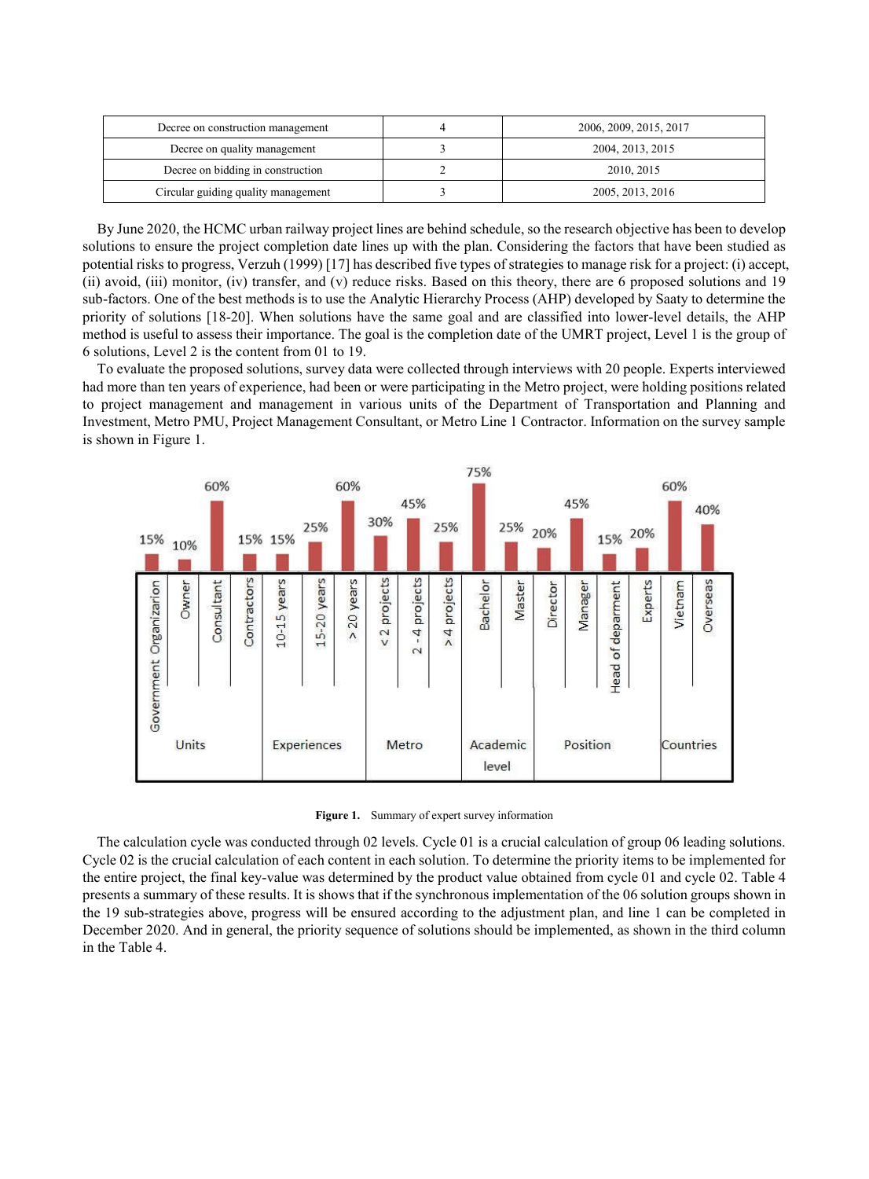| Decree on construction management | 4 | 2006, 2009, 2015, 2017 |
|---|---|---|
| Decree on quality management | 3 | 2004, 2013, 2015 |
| Decree on bidding in construction | 2 | 2010, 2015 |
| Circular guiding quality management | 3 | 2005, 2013, 2016 |

By June 2020, the HCMC urban railway project lines are behind schedule, so the research objective has been to develop solutions to ensure the project completion date lines up with the plan. Considering the factors that have been studied as potential risks to progress, Verzuh (1999) [17] has described five types of strategies to manage risk for a project: (i) accept, (ii) avoid, (iii) monitor, (iv) transfer, and (v) reduce risks. Based on this theory, there are 6 proposed solutions and 19 sub-factors. One of the best methods is to use the Analytic Hierarchy Process (AHP) developed by Saaty to determine the priority of solutions [18-20]. When solutions have the same goal and are classified into lower-level details, the AHP method is useful to assess their importance. The goal is the completion date of the UMRT project, Level 1 is the group of 6 solutions, Level 2 is the content from 01 to 19.

To evaluate the proposed solutions, survey data were collected through interviews with 20 people. Experts interviewed had more than ten years of experience, had been or were participating in the Metro project, were holding positions related to project management and management in various units of the Department of Transportation and Planning and Investment, Metro PMU, Project Management Consultant, or Metro Line 1 Contractor. Information on the survey sample is shown in Figure 1.

**Figure 1.** Summary of expert survey information

The calculation cycle was conducted through 02 levels. Cycle 01 is a crucial calculation of group 06 leading solutions. Cycle 02 is the crucial calculation of each content in each solution. To determine the priority items to be implemented for the entire project, the final key-value was determined by the product value obtained from cycle 01 and cycle 02. Table 4 presents a summary of these results. It is shows that if the synchronous implementation of the 06 solution groups shown in the 19 sub-strategies above, progress will be ensured according to the adjustment plan, and line 1 can be completed in December 2020. And in general, the priority sequence of solutions should be implemented, as shown in the third column in the Table 4.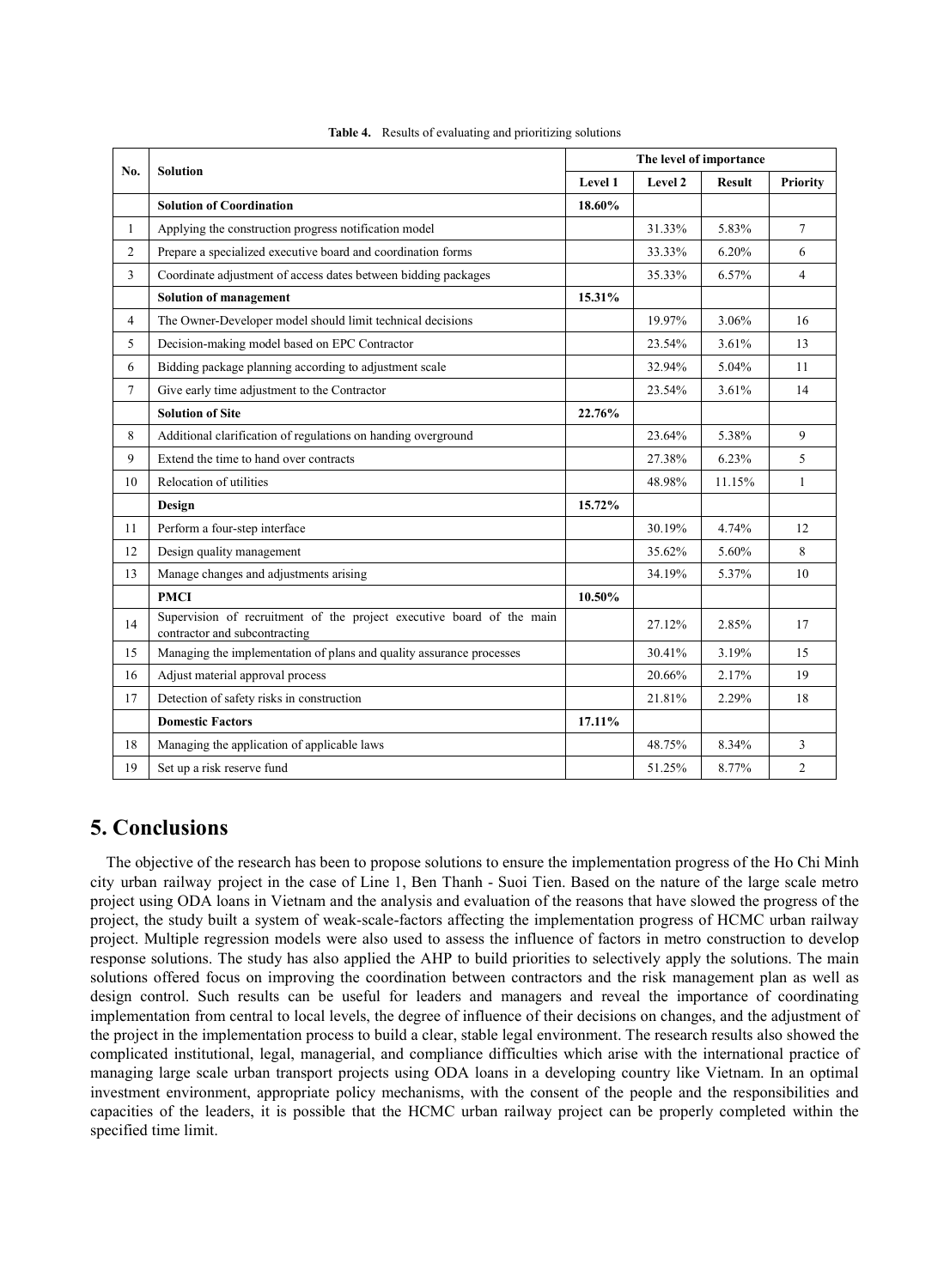**Table 4.** Results of evaluating and prioritizing solutions

| No. | Solution | The level of importance | | | |
|---|---|---|---|---|---|
| | | Level 1 | Level 2 | Result | Priority |
| | **Solution of Coordination** | **18.60%** | | | |
| 1 | Applying the construction progress notification model | | 31.33% | 5.83% | 7 |
| 2 | Prepare a specialized executive board and coordination forms | | 33.33% | 6.20% | 6 |
| 3 | Coordinate adjustment of access dates between bidding packages | | 35.33% | 6.57% | 4 |
| | **Solution of management** | **15.31%** | | | |
| 4 | The Owner-Developer model should limit technical decisions | | 19.97% | 3.06% | 16 |
| 5 | Decision-making model based on EPC Contractor | | 23.54% | 3.61% | 13 |
| 6 | Bidding package planning according to adjustment scale | | 32.94% | 5.04% | 11 |
| 7 | Give early time adjustment to the Contractor | | 23.54% | 3.61% | 14 |
| | **Solution of Site** | **22.76%** | | | |
| 8 | Additional clarification of regulations on handing overground | | 23.64% | 5.38% | 9 |
| 9 | Extend the time to hand over contracts | | 27.38% | 6.23% | 5 |
| 10 | Relocation of utilities | | 48.98% | 11.15% | 1 |
| | **Design** | **15.72%** | | | |
| 11 | Perform a four-step interface | | 30.19% | 4.74% | 12 |
| 12 | Design quality management | | 35.62% | 5.60% | 8 |
| 13 | Manage changes and adjustments arising | | 34.19% | 5.37% | 10 |
| | **PMCI** | **10.50%** | | | |
| 14 | Supervision of recruitment of the project executive board of the main contractor and subcontracting | | 27.12% | 2.85% | 17 |
| 15 | Managing the implementation of plans and quality assurance processes | | 30.41% | 3.19% | 15 |
| 16 | Adjust material approval process | | 20.66% | 2.17% | 19 |
| 17 | Detection of safety risks in construction | | 21.81% | 2.29% | 18 |
| | **Domestic Factors** | **17.11%** | | | |
| 18 | Managing the application of applicable laws | | 48.75% | 8.34% | 3 |
| 19 | Set up a risk reserve fund | | 51.25% | 8.77% | 2 |

## 5. Conclusions

The objective of the research has been to propose solutions to ensure the implementation progress of the Ho Chi Minh city urban railway project in the case of Line 1, Ben Thanh - Suoi Tien. Based on the nature of the large scale metro project using ODA loans in Vietnam and the analysis and evaluation of the reasons that have slowed the progress of the project, the study built a system of weak-scale-factors affecting the implementation progress of HCMC urban railway project. Multiple regression models were also used to assess the influence of factors in metro construction to develop response solutions. The study has also applied the AHP to build priorities to selectively apply the solutions. The main solutions offered focus on improving the coordination between contractors and the risk management plan as well as design control. Such results can be useful for leaders and managers and reveal the importance of coordinating implementation from central to local levels, the degree of influence of their decisions on changes, and the adjustment of the project in the implementation process to build a clear, stable legal environment. The research results also showed the complicated institutional, legal, managerial, and compliance difficulties which arise with the international practice of managing large scale urban transport projects using ODA loans in a developing country like Vietnam. In an optimal investment environment, appropriate policy mechanisms, with the consent of the people and the responsibilities and capacities of the leaders, it is possible that the HCMC urban railway project can be properly completed within the specified time limit.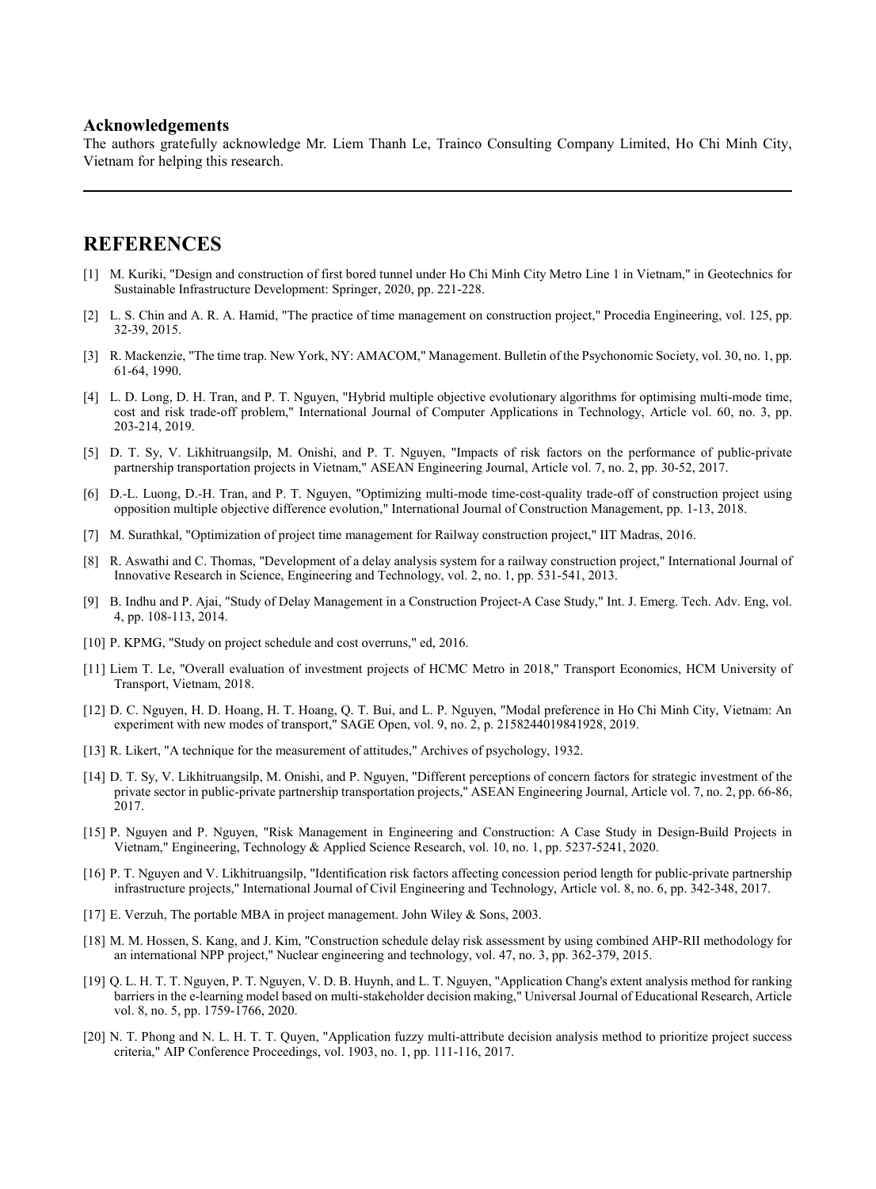### Acknowledgements

The authors gratefully acknowledge Mr. Liem Thanh Le, Trainco Consulting Company Limited, Ho Chi Minh City, Vietnam for helping this research.

---

## REFERENCES

[1] M. Kuriki, "Design and construction of first bored tunnel under Ho Chi Minh City Metro Line 1 in Vietnam," in Geotechnics for Sustainable Infrastructure Development: Springer, 2020, pp. 221-228.

[2] L. S. Chin and A. R. A. Hamid, "The practice of time management on construction project," Procedia Engineering, vol. 125, pp. 32-39, 2015.

[3] R. Mackenzie, "The time trap. New York, NY: AMACOM," Management. Bulletin of the Psychonomic Society, vol. 30, no. 1, pp. 61-64, 1990.

[4] L. D. Long, D. H. Tran, and P. T. Nguyen, "Hybrid multiple objective evolutionary algorithms for optimising multi-mode time, cost and risk trade-off problem," International Journal of Computer Applications in Technology, Article vol. 60, no. 3, pp. 203-214, 2019.

[5] D. T. Sy, V. Likhitruangsilp, M. Onishi, and P. T. Nguyen, "Impacts of risk factors on the performance of public-private partnership transportation projects in Vietnam," ASEAN Engineering Journal, Article vol. 7, no. 2, pp. 30-52, 2017.

[6] D.-L. Luong, D.-H. Tran, and P. T. Nguyen, "Optimizing multi-mode time-cost-quality trade-off of construction project using opposition multiple objective difference evolution," International Journal of Construction Management, pp. 1-13, 2018.

[7] M. Surathkal, "Optimization of project time management for Railway construction project," IIT Madras, 2016.

[8] R. Aswathi and C. Thomas, "Development of a delay analysis system for a railway construction project," International Journal of Innovative Research in Science, Engineering and Technology, vol. 2, no. 1, pp. 531-541, 2013.

[9] B. Indhu and P. Ajai, "Study of Delay Management in a Construction Project-A Case Study," Int. J. Emerg. Tech. Adv. Eng, vol. 4, pp. 108-113, 2014.

[10] P. KPMG, "Study on project schedule and cost overruns," ed, 2016.

[11] Liem T. Le, "Overall evaluation of investment projects of HCMC Metro in 2018," Transport Economics, HCM University of Transport, Vietnam, 2018.

[12] D. C. Nguyen, H. D. Hoang, H. T. Hoang, Q. T. Bui, and L. P. Nguyen, "Modal preference in Ho Chi Minh City, Vietnam: An experiment with new modes of transport," SAGE Open, vol. 9, no. 2, p. 2158244019841928, 2019.

[13] R. Likert, "A technique for the measurement of attitudes," Archives of psychology, 1932.

[14] D. T. Sy, V. Likhitruangsilp, M. Onishi, and P. Nguyen, "Different perceptions of concern factors for strategic investment of the private sector in public-private partnership transportation projects," ASEAN Engineering Journal, Article vol. 7, no. 2, pp. 66-86, 2017.

[15] P. Nguyen and P. Nguyen, "Risk Management in Engineering and Construction: A Case Study in Design-Build Projects in Vietnam," Engineering, Technology & Applied Science Research, vol. 10, no. 1, pp. 5237-5241, 2020.

[16] P. T. Nguyen and V. Likhitruangsilp, "Identification risk factors affecting concession period length for public-private partnership infrastructure projects," International Journal of Civil Engineering and Technology, Article vol. 8, no. 6, pp. 342-348, 2017.

[17] E. Verzuh, The portable MBA in project management. John Wiley & Sons, 2003.

[18] M. M. Hossen, S. Kang, and J. Kim, "Construction schedule delay risk assessment by using combined AHP-RII methodology for an international NPP project," Nuclear engineering and technology, vol. 47, no. 3, pp. 362-379, 2015.

[19] Q. L. H. T. T. Nguyen, P. T. Nguyen, V. D. B. Huynh, and L. T. Nguyen, "Application Chang's extent analysis method for ranking barriers in the e-learning model based on multi-stakeholder decision making," Universal Journal of Educational Research, Article vol. 8, no. 5, pp. 1759-1766, 2020.

[20] N. T. Phong and N. L. H. T. T. Quyen, "Application fuzzy multi-attribute decision analysis method to prioritize project success criteria," AIP Conference Proceedings, vol. 1903, no. 1, pp. 111-116, 2017.